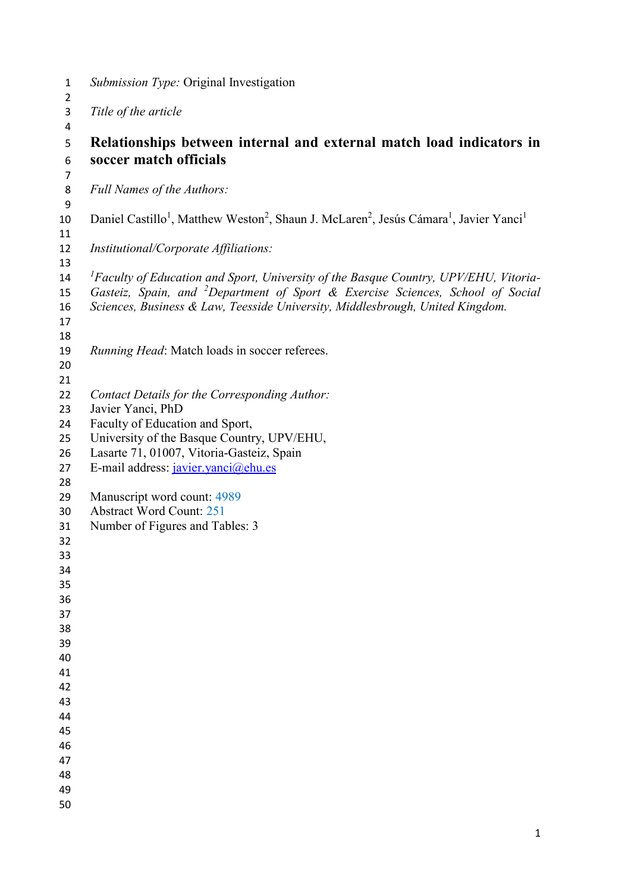*Submission Type:* Original Investigation

*Title of the article*

# Relationships between internal and external match load indicators in soccer match officials

*Full Names of the Authors:*

Daniel Castillo[1], Matthew Weston[2], Shaun J. McLaren[2], Jesús Cámara[1], Javier Yanci[1]

*Institutional/Corporate Affiliations:*

*[1]Faculty of Education and Sport, University of the Basque Country, UPV/EHU, Vitoria-Gasteiz, Spain, and [2]Department of Sport & Exercise Sciences, School of Social Sciences, Business & Law, Teesside University, Middlesbrough, United Kingdom.*

*Running Head*: Match loads in soccer referees.

*Contact Details for the Corresponding Author:*
Javier Yanci, PhD
Faculty of Education and Sport,
University of the Basque Country, UPV/EHU,
Lasarte 71, 01007, Vitoria-Gasteiz, Spain
E-mail address: javier.yanci@ehu.es

Manuscript word count: 4989
Abstract Word Count: 251
Number of Figures and Tables: 3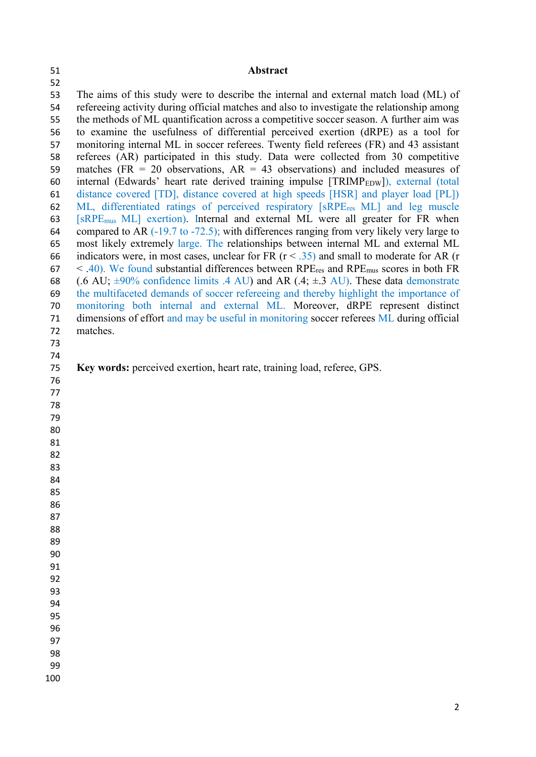# Abstract

The aims of this study were to describe the internal and external match load (ML) of refereeing activity during official matches and also to investigate the relationship among the methods of ML quantification across a competitive soccer season. A further aim was to examine the usefulness of differential perceived exertion (dRPE) as a tool for monitoring internal ML in soccer referees. Twenty field referees (FR) and 43 assistant referees (AR) participated in this study. Data were collected from 30 competitive matches (FR = 20 observations, AR = 43 observations) and included measures of internal (Edwards' heart rate derived training impulse [$TRIMP_{EDW}$]), external (total distance covered [TD], distance covered at high speeds [HSR] and player load [PL]) ML, differentiated ratings of perceived respiratory [$sRPE_{res}$ ML] and leg muscle [$sRPE_{mus}$ ML] exertion). Internal and external ML were all greater for FR when compared to AR (-19.7 to -72.5); with differences ranging from very likely very large to most likely extremely large. The relationships between internal ML and external ML indicators were, in most cases, unclear for FR ($r < .35$) and small to moderate for AR ($r < .40$). We found substantial differences between $RPE_{res}$ and $RPE_{mus}$ scores in both FR (.6 AU; ±90% confidence limits .4 AU) and AR (.4; ±.3 AU). These data demonstrate the multifaceted demands of soccer refereeing and thereby highlight the importance of monitoring both internal and external ML. Moreover, dRPE represent distinct dimensions of effort and may be useful in monitoring soccer referees ML during official matches.

**Key words:** perceived exertion, heart rate, training load, referee, GPS.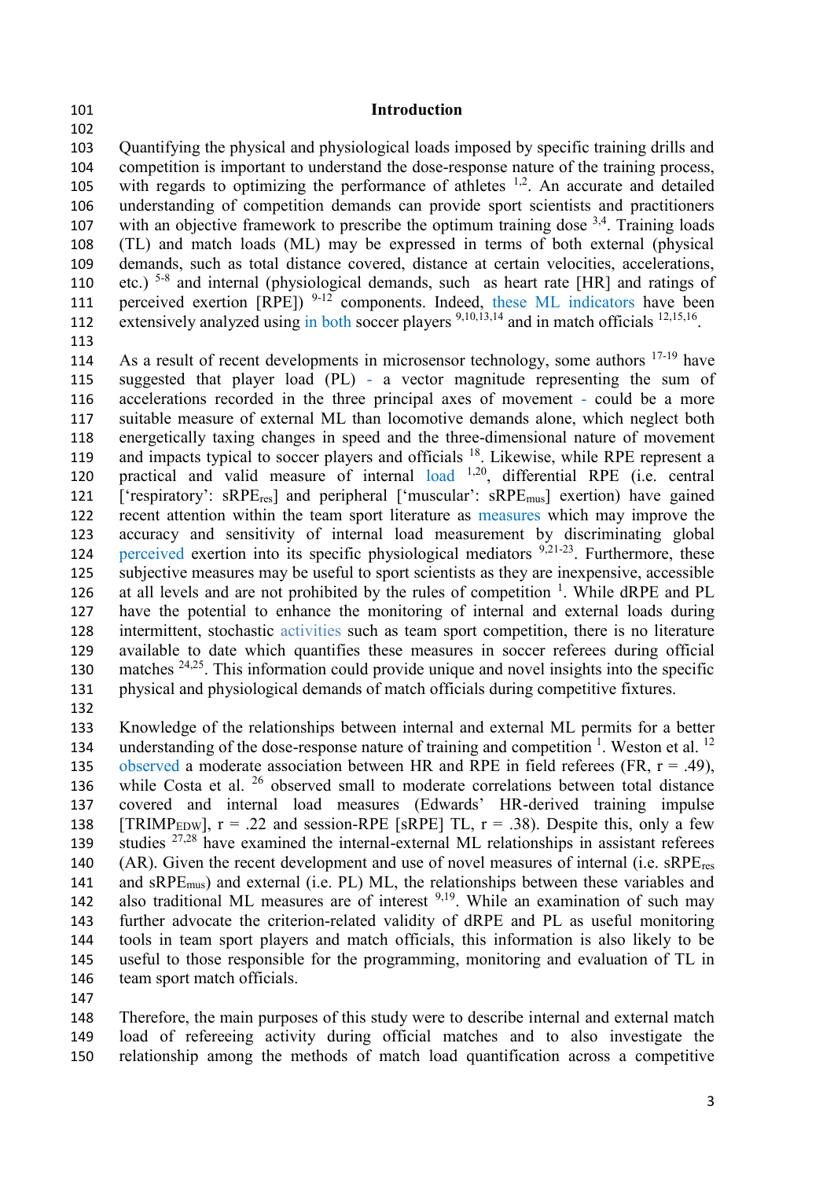## Introduction

Quantifying the physical and physiological loads imposed by specific training drills and competition is important to understand the dose-response nature of the training process, with regards to optimizing the performance of athletes [1,2]. An accurate and detailed understanding of competition demands can provide sport scientists and practitioners with an objective framework to prescribe the optimum training dose [3,4]. Training loads (TL) and match loads (ML) may be expressed in terms of both external (physical demands, such as total distance covered, distance at certain velocities, accelerations, etc.) [5-8] and internal (physiological demands, such as heart rate [HR] and ratings of perceived exertion [RPE]) [9-12] components. Indeed, these ML indicators have been extensively analyzed using in both soccer players [9,10,13,14] and in match officials [12,15,16].

As a result of recent developments in microsensor technology, some authors [17-19] have suggested that player load (PL) - a vector magnitude representing the sum of accelerations recorded in the three principal axes of movement - could be a more suitable measure of external ML than locomotive demands alone, which neglect both energetically taxing changes in speed and the three-dimensional nature of movement and impacts typical to soccer players and officials [18]. Likewise, while RPE represent a practical and valid measure of internal load [1,20], differential RPE (i.e. central ['respiratory': $sRPE_{res}$] and peripheral ['muscular': $sRPE_{mus}$] exertion) have gained recent attention within the team sport literature as measures which may improve the accuracy and sensitivity of internal load measurement by discriminating global perceived exertion into its specific physiological mediators [9,21-23]. Furthermore, these subjective measures may be useful to sport scientists as they are inexpensive, accessible at all levels and are not prohibited by the rules of competition [1]. While dRPE and PL have the potential to enhance the monitoring of internal and external loads during intermittent, stochastic activities such as team sport competition, there is no literature available to date which quantifies these measures in soccer referees during official matches [24,25]. This information could provide unique and novel insights into the specific physical and physiological demands of match officials during competitive fixtures.

Knowledge of the relationships between internal and external ML permits for a better understanding of the dose-response nature of training and competition [1]. Weston et al. [12] observed a moderate association between HR and RPE in field referees (FR, $r = .49$), while Costa et al. [26] observed small to moderate correlations between total distance covered and internal load measures (Edwards' HR-derived training impulse [$TRIMP_{EDW}$], $r = .22$ and session-RPE [sRPE] TL, $r = .38$). Despite this, only a few studies [27,28] have examined the internal-external ML relationships in assistant referees (AR). Given the recent development and use of novel measures of internal (i.e. $sRPE_{res}$ and $sRPE_{mus}$) and external (i.e. PL) ML, the relationships between these variables and also traditional ML measures are of interest [9,19]. While an examination of such may further advocate the criterion-related validity of dRPE and PL as useful monitoring tools in team sport players and match officials, this information is also likely to be useful to those responsible for the programming, monitoring and evaluation of TL in team sport match officials.

Therefore, the main purposes of this study were to describe internal and external match load of refereeing activity during official matches and to also investigate the relationship among the methods of match load quantification across a competitive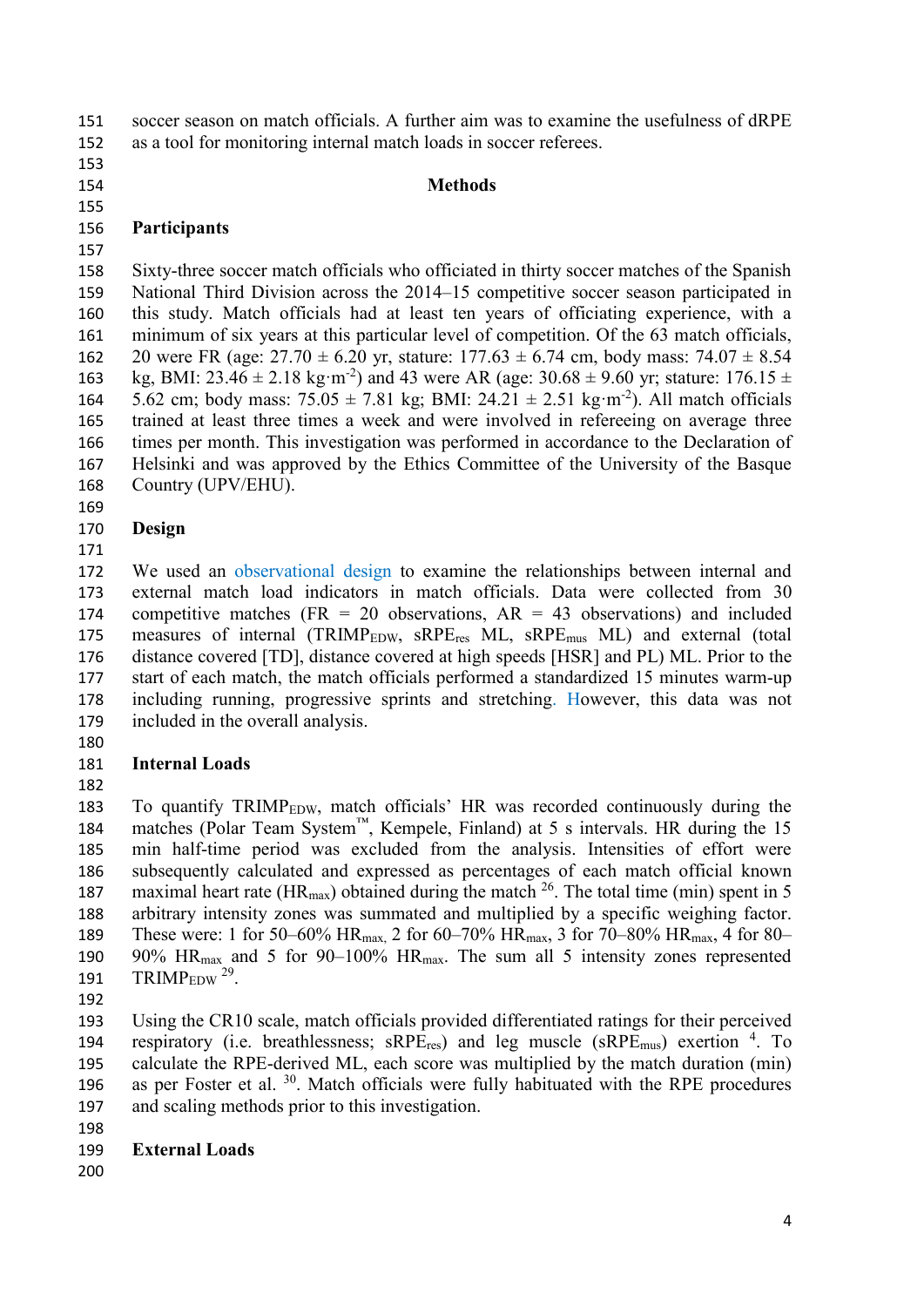soccer season on match officials. A further aim was to examine the usefulness of dRPE as a tool for monitoring internal match loads in soccer referees.

## Methods

### Participants

Sixty-three soccer match officials who officiated in thirty soccer matches of the Spanish National Third Division across the 2014–15 competitive soccer season participated in this study. Match officials had at least ten years of officiating experience, with a minimum of six years at this particular level of competition. Of the 63 match officials, 20 were FR (age: 27.70 ± 6.20 yr, stature: 177.63 ± 6.74 cm, body mass: 74.07 ± 8.54 kg, BMI: 23.46 ± 2.18 $kg \cdot m^{-2}$) and 43 were AR (age: 30.68 ± 9.60 yr; stature: 176.15 ± 5.62 cm; body mass: 75.05 ± 7.81 kg; BMI: 24.21 ± 2.51 $kg \cdot m^{-2}$). All match officials trained at least three times a week and were involved in refereeing on average three times per month. This investigation was performed in accordance to the Declaration of Helsinki and was approved by the Ethics Committee of the University of the Basque Country (UPV/EHU).

### Design

We used an observational design to examine the relationships between internal and external match load indicators in match officials. Data were collected from 30 competitive matches (FR = 20 observations, AR = 43 observations) and included measures of internal ($TRIMP_{EDW}$, $sRPE_{res}$ ML, $sRPE_{mus}$ ML) and external (total distance covered [TD], distance covered at high speeds [HSR] and PL) ML. Prior to the start of each match, the match officials performed a standardized 15 minutes warm-up including running, progressive sprints and stretching. However, this data was not included in the overall analysis.

### Internal Loads

To quantify $TRIMP_{EDW}$, match officials' HR was recorded continuously during the matches (Polar Team System™, Kempele, Finland) at 5 s intervals. HR during the 15 min half-time period was excluded from the analysis. Intensities of effort were subsequently calculated and expressed as percentages of each match official known maximal heart rate ($HR_{max}$) obtained during the match [26]. The total time (min) spent in 5 arbitrary intensity zones was summated and multiplied by a specific weighing factor. These were: 1 for 50–60% $HR_{max}$, 2 for 60–70% $HR_{max}$, 3 for 70–80% $HR_{max}$, 4 for 80–90% $HR_{max}$ and 5 for 90–100% $HR_{max}$. The sum all 5 intensity zones represented $TRIMP_{EDW}$ [29].

Using the CR10 scale, match officials provided differentiated ratings for their perceived respiratory (i.e. breathlessness; $sRPE_{res}$) and leg muscle ($sRPE_{mus}$) exertion [4]. To calculate the RPE-derived ML, each score was multiplied by the match duration (min) as per Foster et al. [30]. Match officials were fully habituated with the RPE procedures and scaling methods prior to this investigation.

### External Loads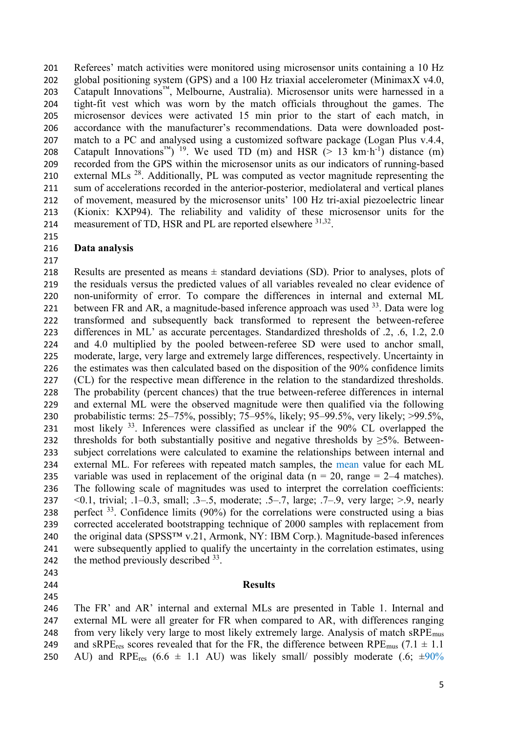Referees' match activities were monitored using microsensor units containing a 10 Hz global positioning system (GPS) and a 100 Hz triaxial accelerometer (MinimaxX v4.0, Catapult Innovations™, Melbourne, Australia). Microsensor units were harnessed in a tight-fit vest which was worn by the match officials throughout the games. The microsensor devices were activated 15 min prior to the start of each match, in accordance with the manufacturer's recommendations. Data were downloaded post-match to a PC and analysed using a customized software package (Logan Plus v.4.4, Catapult Innovations™) [19]. We used TD (m) and HSR (> 13 $km \cdot h^{-1}$) distance (m) recorded from the GPS within the microsensor units as our indicators of running-based external MLs [28]. Additionally, PL was computed as vector magnitude representing the sum of accelerations recorded in the anterior-posterior, mediolateral and vertical planes of movement, measured by the microsensor units' 100 Hz tri-axial piezoelectric linear (Kionix: KXP94). The reliability and validity of these microsensor units for the measurement of TD, HSR and PL are reported elsewhere [31,32].

## Data analysis

Results are presented as means ± standard deviations (SD). Prior to analyses, plots of the residuals versus the predicted values of all variables revealed no clear evidence of non-uniformity of error. To compare the differences in internal and external ML between FR and AR, a magnitude-based inference approach was used [33]. Data were log transformed and subsequently back transformed to represent the between-referee differences in ML' as accurate percentages. Standardized thresholds of .2, .6, 1.2, 2.0 and 4.0 multiplied by the pooled between-referee SD were used to anchor small, moderate, large, very large and extremely large differences, respectively. Uncertainty in the estimates was then calculated based on the disposition of the 90% confidence limits (CL) for the respective mean difference in the relation to the standardized thresholds. The probability (percent chances) that the true between-referee differences in internal and external ML were the observed magnitude were then qualified via the following probabilistic terms: 25–75%, possibly; 75–95%, likely; 95–99.5%, very likely; >99.5%, most likely [33]. Inferences were classified as unclear if the 90% CL overlapped the thresholds for both substantially positive and negative thresholds by ≥5%. Between-subject correlations were calculated to examine the relationships between internal and external ML. For referees with repeated match samples, the mean value for each ML variable was used in replacement of the original data (n = 20, range = 2–4 matches). The following scale of magnitudes was used to interpret the correlation coefficients: <0.1, trivial; .1–0.3, small; .3–.5, moderate; .5–.7, large; .7–.9, very large; >.9, nearly perfect [33]. Confidence limits (90%) for the correlations were constructed using a bias corrected accelerated bootstrapping technique of 2000 samples with replacement from the original data (SPSS™ v.21, Armonk, NY: IBM Corp.). Magnitude-based inferences were subsequently applied to qualify the uncertainty in the correlation estimates, using the method previously described [33].

## Results

The FR' and AR' internal and external MLs are presented in Table 1. Internal and external ML were all greater for FR when compared to AR, with differences ranging from very likely very large to most likely extremely large. Analysis of match $sRPE_{mus}$ and $sRPE_{res}$ scores revealed that for the FR, the difference between $RPE_{mus}$ (7.1 ± 1.1 AU) and $RPE_{res}$ (6.6 ± 1.1 AU) was likely small/ possibly moderate (.6; ±90%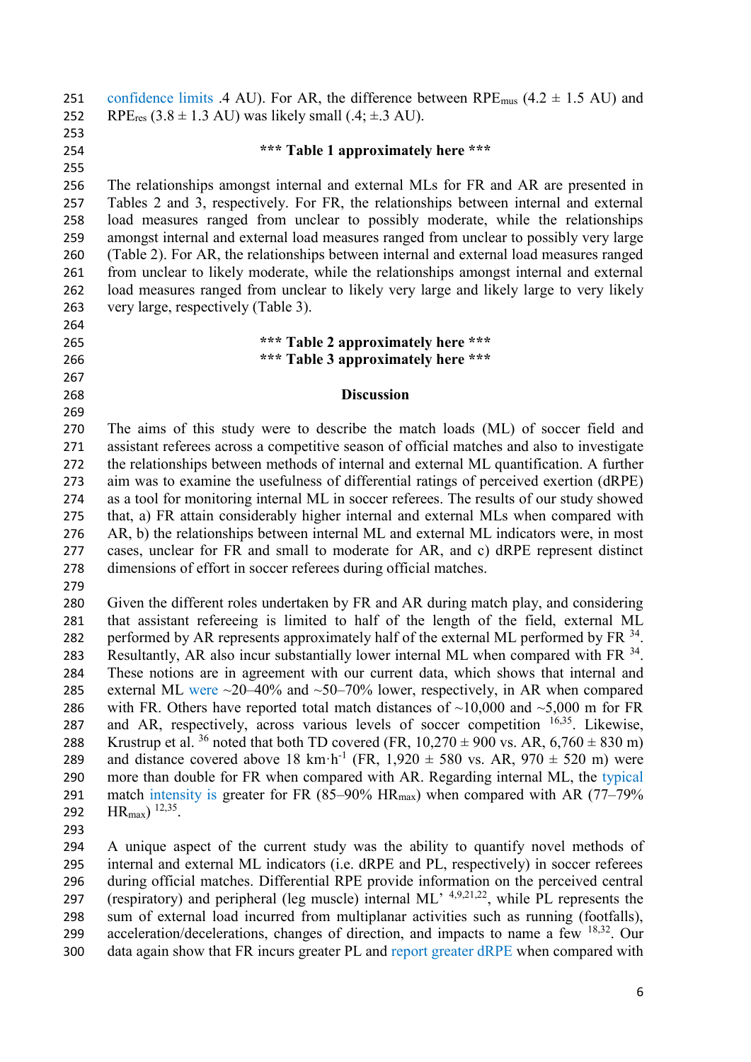confidence limits .4 AU). For AR, the difference between $RPE_{mus}$ (4.2 ± 1.5 AU) and $RPE_{res}$ (3.8 ± 1.3 AU) was likely small (.4; ±.3 AU).

**\*\*\* Table 1 approximately here \*\*\***

The relationships amongst internal and external MLs for FR and AR are presented in Tables 2 and 3, respectively. For FR, the relationships between internal and external load measures ranged from unclear to possibly moderate, while the relationships amongst internal and external load measures ranged from unclear to possibly very large (Table 2). For AR, the relationships between internal and external load measures ranged from unclear to likely moderate, while the relationships amongst internal and external load measures ranged from unclear to likely very large and likely large to very likely very large, respectively (Table 3).

**\*\*\* Table 2 approximately here \*\*\***
**\*\*\* Table 3 approximately here \*\*\***

## Discussion

The aims of this study were to describe the match loads (ML) of soccer field and assistant referees across a competitive season of official matches and also to investigate the relationships between methods of internal and external ML quantification. A further aim was to examine the usefulness of differential ratings of perceived exertion (dRPE) as a tool for monitoring internal ML in soccer referees. The results of our study showed that, a) FR attain considerably higher internal and external MLs when compared with AR, b) the relationships between internal ML and external ML indicators were, in most cases, unclear for FR and small to moderate for AR, and c) dRPE represent distinct dimensions of effort in soccer referees during official matches.

Given the different roles undertaken by FR and AR during match play, and considering that assistant refereeing is limited to half of the length of the field, external ML performed by AR represents approximately half of the external ML performed by FR [34]. Resultantly, AR also incur substantially lower internal ML when compared with FR [34]. These notions are in agreement with our current data, which shows that internal and external ML were ~20–40% and ~50–70% lower, respectively, in AR when compared with FR. Others have reported total match distances of ~10,000 and ~5,000 m for FR and AR, respectively, across various levels of soccer competition [16,35]. Likewise, Krustrup et al. [36] noted that both TD covered (FR, 10,270 ± 900 vs. AR, 6,760 ± 830 m) and distance covered above 18 $km \cdot h^{-1}$ (FR, 1,920 ± 580 vs. AR, 970 ± 520 m) were more than double for FR when compared with AR. Regarding internal ML, the typical match intensity is greater for FR (85–90% $HR_{max}$) when compared with AR (77–79% $HR_{max}$) [12,35].

A unique aspect of the current study was the ability to quantify novel methods of internal and external ML indicators (i.e. dRPE and PL, respectively) in soccer referees during official matches. Differential RPE provide information on the perceived central (respiratory) and peripheral (leg muscle) internal ML' [4,9,21,22], while PL represents the sum of external load incurred from multiplanar activities such as running (footfalls), acceleration/decelerations, changes of direction, and impacts to name a few [18,32]. Our data again show that FR incurs greater PL and report greater dRPE when compared with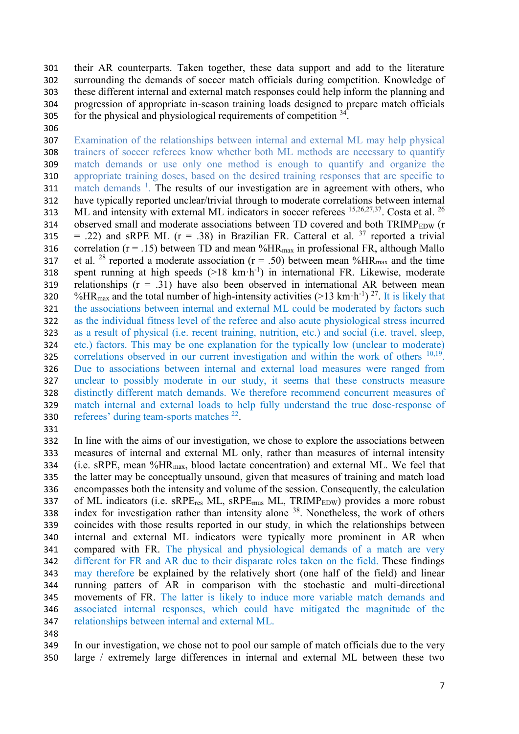their AR counterparts. Taken together, these data support and add to the literature surrounding the demands of soccer match officials during competition. Knowledge of these different internal and external match responses could help inform the planning and progression of appropriate in-season training loads designed to prepare match officials for the physical and physiological requirements of competition [34].

Examination of the relationships between internal and external ML may help physical trainers of soccer referees know whether both ML methods are necessary to quantify match demands or use only one method is enough to quantify and organize the appropriate training doses, based on the desired training responses that are specific to match demands [1]. The results of our investigation are in agreement with others, who have typically reported unclear/trivial through to moderate correlations between internal ML and intensity with external ML indicators in soccer referees [15,26,27,37]. Costa et al. [26] observed small and moderate associations between TD covered and both $TRIMP_{EDW}$ ($r = .22$) and sRPE ML ($r = .38$) in Brazilian FR. Catteral et al. [37] reported a trivial correlation ($r = .15$) between TD and mean $\%HR_{max}$ in professional FR, although Mallo et al. [28] reported a moderate association ($r = .50$) between mean $\%HR_{max}$ and the time spent running at high speeds (>18 $km \cdot h^{-1}$) in international FR. Likewise, moderate relationships ($r = .31$) have also been observed in international AR between mean $\%HR_{max}$ and the total number of high-intensity activities (>13 $km \cdot h^{-1}$) [27]. It is likely that the associations between internal and external ML could be moderated by factors such as the individual fitness level of the referee and also acute physiological stress incurred as a result of physical (i.e. recent training, nutrition, etc.) and social (i.e. travel, sleep, etc.) factors. This may be one explanation for the typically low (unclear to moderate) correlations observed in our current investigation and within the work of others [10,19]. Due to associations between internal and external load measures were ranged from unclear to possibly moderate in our study, it seems that these constructs measure distinctly different match demands. We therefore recommend concurrent measures of match internal and external loads to help fully understand the true dose-response of referees' during team-sports matches [22].

In line with the aims of our investigation, we chose to explore the associations between measures of internal and external ML only, rather than measures of internal intensity (i.e. sRPE, mean $\%HR_{max}$, blood lactate concentration) and external ML. We feel that the latter may be conceptually unsound, given that measures of training and match load encompasses both the intensity and volume of the session. Consequently, the calculation of ML indicators (i.e. $sRPE_{res}$ ML, $sRPE_{mus}$ ML, $TRIMP_{EDW}$) provides a more robust index for investigation rather than intensity alone [38]. Nonetheless, the work of others coincides with those results reported in our study, in which the relationships between internal and external ML indicators were typically more prominent in AR when compared with FR. The physical and physiological demands of a match are very different for FR and AR due to their disparate roles taken on the field. These findings may therefore be explained by the relatively short (one half of the field) and linear running patters of AR in comparison with the stochastic and multi-directional movements of FR. The latter is likely to induce more variable match demands and associated internal responses, which could have mitigated the magnitude of the relationships between internal and external ML.

In our investigation, we chose not to pool our sample of match officials due to the very large / extremely large differences in internal and external ML between these two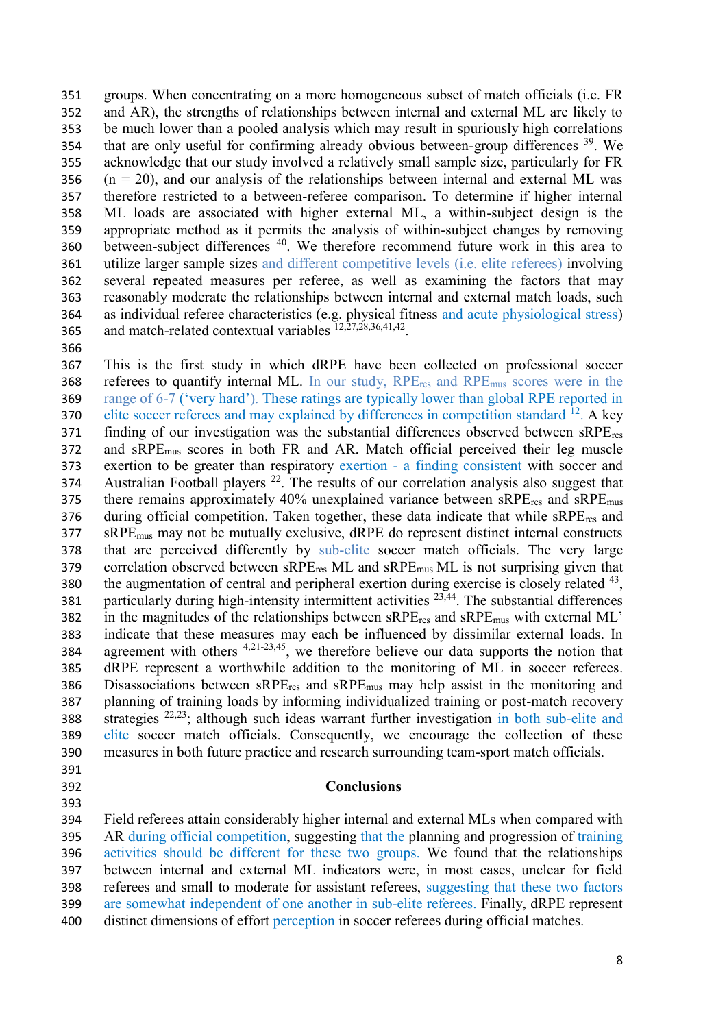groups. When concentrating on a more homogeneous subset of match officials (i.e. FR and AR), the strengths of relationships between internal and external ML are likely to be much lower than a pooled analysis which may result in spuriously high correlations that are only useful for confirming already obvious between-group differences [39]. We acknowledge that our study involved a relatively small sample size, particularly for FR (n = 20), and our analysis of the relationships between internal and external ML was therefore restricted to a between-referee comparison. To determine if higher internal ML loads are associated with higher external ML, a within-subject design is the appropriate method as it permits the analysis of within-subject changes by removing between-subject differences [40]. We therefore recommend future work in this area to utilize larger sample sizes and different competitive levels (i.e. elite referees) involving several repeated measures per referee, as well as examining the factors that may reasonably moderate the relationships between internal and external match loads, such as individual referee characteristics (e.g. physical fitness and acute physiological stress) and match-related contextual variables [12,27,28,36,41,42].

This is the first study in which dRPE have been collected on professional soccer referees to quantify internal ML. In our study, $RPE_{res}$ and $RPE_{mus}$ scores were in the range of 6-7 ('very hard'). These ratings are typically lower than global RPE reported in elite soccer referees and may explained by differences in competition standard [12]. A key finding of our investigation was the substantial differences observed between $sRPE_{res}$ and $sRPE_{mus}$ scores in both FR and AR. Match official perceived their leg muscle exertion to be greater than respiratory exertion - a finding consistent with soccer and Australian Football players [22]. The results of our correlation analysis also suggest that there remains approximately 40% unexplained variance between $sRPE_{res}$ and $sRPE_{mus}$ during official competition. Taken together, these data indicate that while $sRPE_{res}$ and $sRPE_{mus}$ may not be mutually exclusive, dRPE do represent distinct internal constructs that are perceived differently by sub-elite soccer match officials. The very large correlation observed between $sRPE_{res}$ ML and $sRPE_{mus}$ ML is not surprising given that the augmentation of central and peripheral exertion during exercise is closely related [43], particularly during high-intensity intermittent activities [23,44]. The substantial differences in the magnitudes of the relationships between $sRPE_{res}$ and $sRPE_{mus}$ with external ML' indicate that these measures may each be influenced by dissimilar external loads. In agreement with others [4,21-23,45], we therefore believe our data supports the notion that dRPE represent a worthwhile addition to the monitoring of ML in soccer referees. Disassociations between $sRPE_{res}$ and $sRPE_{mus}$ may help assist in the monitoring and planning of training loads by informing individualized training or post-match recovery strategies [22,23]; although such ideas warrant further investigation in both sub-elite and elite soccer match officials. Consequently, we encourage the collection of these measures in both future practice and research surrounding team-sport match officials.

## Conclusions

Field referees attain considerably higher internal and external MLs when compared with AR during official competition, suggesting that the planning and progression of training activities should be different for these two groups. We found that the relationships between internal and external ML indicators were, in most cases, unclear for field referees and small to moderate for assistant referees, suggesting that these two factors are somewhat independent of one another in sub-elite referees. Finally, dRPE represent distinct dimensions of effort perception in soccer referees during official matches.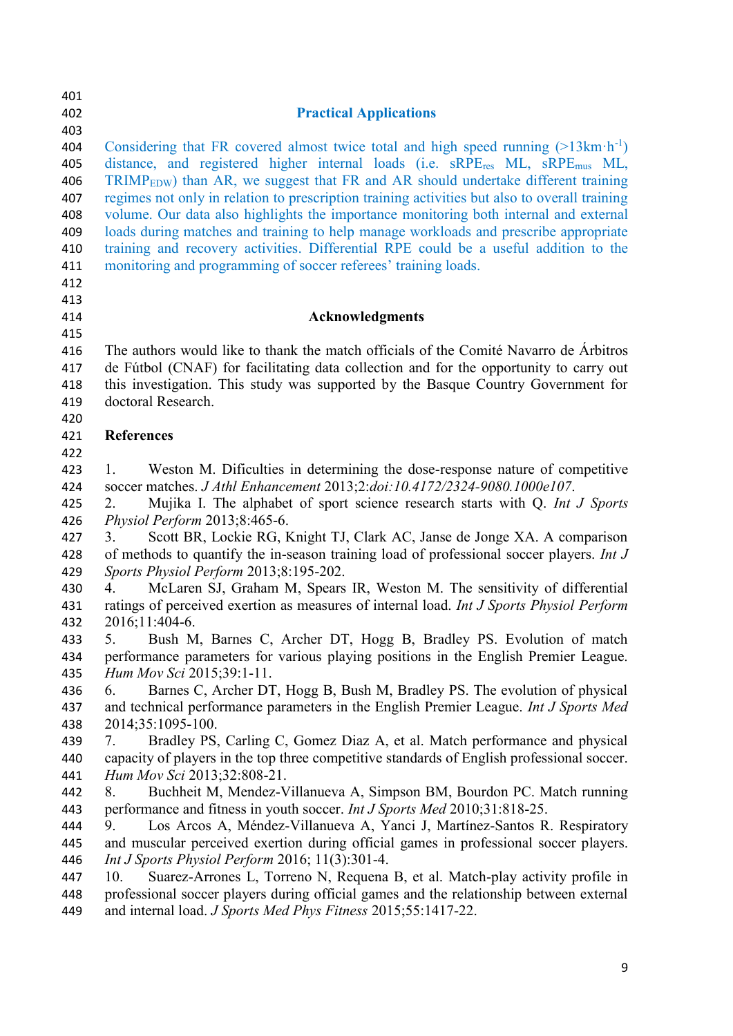## Practical Applications

Considering that FR covered almost twice total and high speed running (>13km·h$^{-1}$) distance, and registered higher internal loads (i.e. $sRPE_{res}$ ML, $sRPE_{mus}$ ML, $TRIMP_{EDW}$) than AR, we suggest that FR and AR should undertake different training regimes not only in relation to prescription training activities but also to overall training volume. Our data also highlights the importance monitoring both internal and external loads during matches and training to help manage workloads and prescribe appropriate training and recovery activities. Differential RPE could be a useful addition to the monitoring and programming of soccer referees' training loads.

## Acknowledgments

The authors would like to thank the match officials of the Comité Navarro de Árbitros de Fútbol (CNAF) for facilitating data collection and for the opportunity to carry out this investigation. This study was supported by the Basque Country Government for doctoral Research.

## References

1. Weston M. Dificulties in determining the dose-response nature of competitive soccer matches. *J Athl Enhancement* 2013;2:*doi:10.4172/2324-9080.1000e107*.
2. Mujika I. The alphabet of sport science research starts with Q. *Int J Sports Physiol Perform* 2013;8:465-6.
3. Scott BR, Lockie RG, Knight TJ, Clark AC, Janse de Jonge XA. A comparison of methods to quantify the in-season training load of professional soccer players. *Int J Sports Physiol Perform* 2013;8:195-202.
4. McLaren SJ, Graham M, Spears IR, Weston M. The sensitivity of differential ratings of perceived exertion as measures of internal load. *Int J Sports Physiol Perform* 2016;11:404-6.
5. Bush M, Barnes C, Archer DT, Hogg B, Bradley PS. Evolution of match performance parameters for various playing positions in the English Premier League. *Hum Mov Sci* 2015;39:1-11.
6. Barnes C, Archer DT, Hogg B, Bush M, Bradley PS. The evolution of physical and technical performance parameters in the English Premier League. *Int J Sports Med* 2014;35:1095-100.
7. Bradley PS, Carling C, Gomez Diaz A, et al. Match performance and physical capacity of players in the top three competitive standards of English professional soccer. *Hum Mov Sci* 2013;32:808-21.
8. Buchheit M, Mendez-Villanueva A, Simpson BM, Bourdon PC. Match running performance and fitness in youth soccer. *Int J Sports Med* 2010;31:818-25.
9. Los Arcos A, Méndez-Villanueva A, Yanci J, Martínez-Santos R. Respiratory and muscular perceived exertion during official games in professional soccer players. *Int J Sports Physiol Perform* 2016; 11(3):301-4.
10. Suarez-Arrones L, Torreno N, Requena B, et al. Match-play activity profile in professional soccer players during official games and the relationship between external and internal load. *J Sports Med Phys Fitness* 2015;55:1417-22.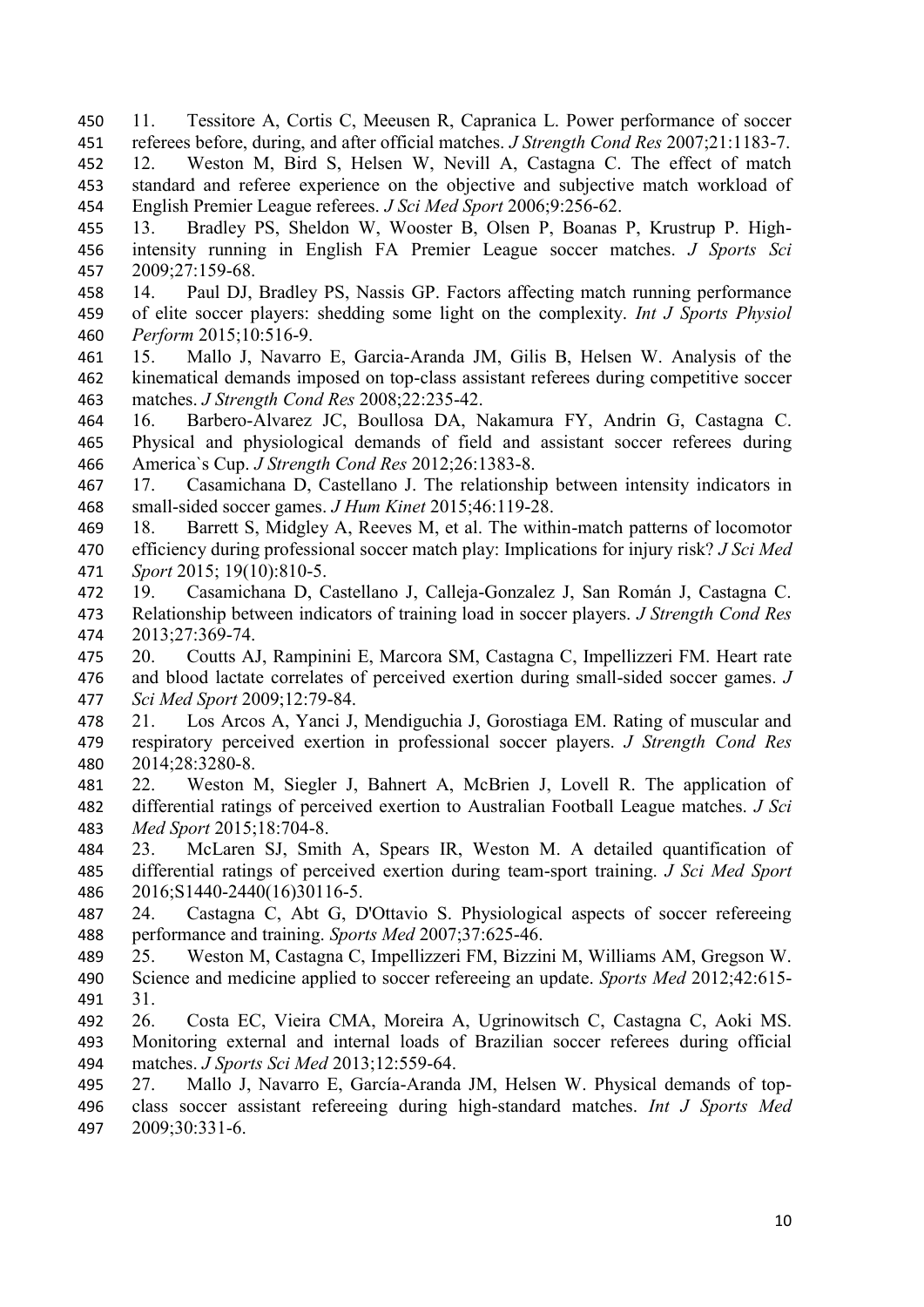11. Tessitore A, Cortis C, Meeusen R, Capranica L. Power performance of soccer referees before, during, and after official matches. *J Strength Cond Res* 2007;21:1183-7.
12. Weston M, Bird S, Helsen W, Nevill A, Castagna C. The effect of match standard and referee experience on the objective and subjective match workload of English Premier League referees. *J Sci Med Sport* 2006;9:256-62.
13. Bradley PS, Sheldon W, Wooster B, Olsen P, Boanas P, Krustrup P. High-intensity running in English FA Premier League soccer matches. *J Sports Sci* 2009;27:159-68.
14. Paul DJ, Bradley PS, Nassis GP. Factors affecting match running performance of elite soccer players: shedding some light on the complexity. *Int J Sports Physiol Perform* 2015;10:516-9.
15. Mallo J, Navarro E, Garcia-Aranda JM, Gilis B, Helsen W. Analysis of the kinematical demands imposed on top-class assistant referees during competitive soccer matches. *J Strength Cond Res* 2008;22:235-42.
16. Barbero-Alvarez JC, Boullosa DA, Nakamura FY, Andrin G, Castagna C. Physical and physiological demands of field and assistant soccer referees during America`s Cup. *J Strength Cond Res* 2012;26:1383-8.
17. Casamichana D, Castellano J. The relationship between intensity indicators in small-sided soccer games. *J Hum Kinet* 2015;46:119-28.
18. Barrett S, Midgley A, Reeves M, et al. The within-match patterns of locomotor efficiency during professional soccer match play: Implications for injury risk? *J Sci Med Sport* 2015; 19(10):810-5.
19. Casamichana D, Castellano J, Calleja-Gonzalez J, San Román J, Castagna C. Relationship between indicators of training load in soccer players. *J Strength Cond Res* 2013;27:369-74.
20. Coutts AJ, Rampinini E, Marcora SM, Castagna C, Impellizzeri FM. Heart rate and blood lactate correlates of perceived exertion during small-sided soccer games. *J Sci Med Sport* 2009;12:79-84.
21. Los Arcos A, Yanci J, Mendiguchia J, Gorostiaga EM. Rating of muscular and respiratory perceived exertion in professional soccer players. *J Strength Cond Res* 2014;28:3280-8.
22. Weston M, Siegler J, Bahnert A, McBrien J, Lovell R. The application of differential ratings of perceived exertion to Australian Football League matches. *J Sci Med Sport* 2015;18:704-8.
23. McLaren SJ, Smith A, Spears IR, Weston M. A detailed quantification of differential ratings of perceived exertion during team-sport training. *J Sci Med Sport* 2016;S1440-2440(16)30116-5.
24. Castagna C, Abt G, D'Ottavio S. Physiological aspects of soccer refereeing performance and training. *Sports Med* 2007;37:625-46.
25. Weston M, Castagna C, Impellizzeri FM, Bizzini M, Williams AM, Gregson W. Science and medicine applied to soccer refereeing an update. *Sports Med* 2012;42:615-31.
26. Costa EC, Vieira CMA, Moreira A, Ugrinowitsch C, Castagna C, Aoki MS. Monitoring external and internal loads of Brazilian soccer referees during official matches. *J Sports Sci Med* 2013;12:559-64.
27. Mallo J, Navarro E, García-Aranda JM, Helsen W. Physical demands of top-class soccer assistant refereeing during high-standard matches. *Int J Sports Med* 2009;30:331-6.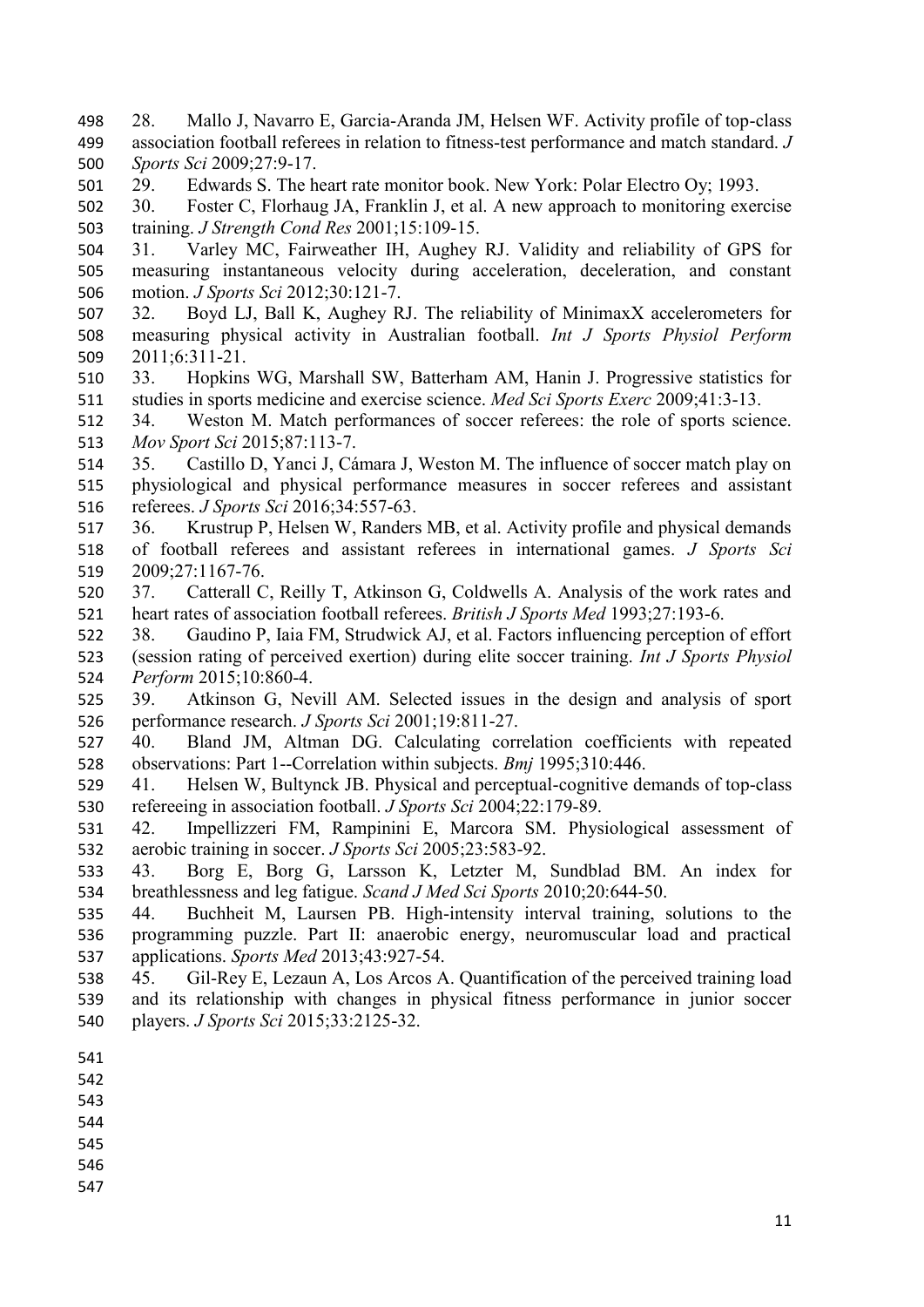28. Mallo J, Navarro E, Garcia-Aranda JM, Helsen WF. Activity profile of top-class association football referees in relation to fitness-test performance and match standard. *J Sports Sci* 2009;27:9-17.

29. Edwards S. The heart rate monitor book. New York: Polar Electro Oy; 1993.

30. Foster C, Florhaug JA, Franklin J, et al. A new approach to monitoring exercise training. *J Strength Cond Res* 2001;15:109-15.

31. Varley MC, Fairweather IH, Aughey RJ. Validity and reliability of GPS for measuring instantaneous velocity during acceleration, deceleration, and constant motion. *J Sports Sci* 2012;30:121-7.

32. Boyd LJ, Ball K, Aughey RJ. The reliability of MinimaxX accelerometers for measuring physical activity in Australian football. *Int J Sports Physiol Perform* 2011;6:311-21.

33. Hopkins WG, Marshall SW, Batterham AM, Hanin J. Progressive statistics for studies in sports medicine and exercise science. *Med Sci Sports Exerc* 2009;41:3-13.

34. Weston M. Match performances of soccer referees: the role of sports science. *Mov Sport Sci* 2015;87:113-7.

35. Castillo D, Yanci J, Cámara J, Weston M. The influence of soccer match play on physiological and physical performance measures in soccer referees and assistant referees. *J Sports Sci* 2016;34:557-63.

36. Krustrup P, Helsen W, Randers MB, et al. Activity profile and physical demands of football referees and assistant referees in international games. *J Sports Sci* 2009;27:1167-76.

37. Catterall C, Reilly T, Atkinson G, Coldwells A. Analysis of the work rates and heart rates of association football referees. *British J Sports Med* 1993;27:193-6.

38. Gaudino P, Iaia FM, Strudwick AJ, et al. Factors influencing perception of effort (session rating of perceived exertion) during elite soccer training. *Int J Sports Physiol Perform* 2015;10:860-4.

39. Atkinson G, Nevill AM. Selected issues in the design and analysis of sport performance research. *J Sports Sci* 2001;19:811-27.

40. Bland JM, Altman DG. Calculating correlation coefficients with repeated observations: Part 1--Correlation within subjects. *Bmj* 1995;310:446.

41. Helsen W, Bultynck JB. Physical and perceptual-cognitive demands of top-class refereeing in association football. *J Sports Sci* 2004;22:179-89.

42. Impellizzeri FM, Rampinini E, Marcora SM. Physiological assessment of aerobic training in soccer. *J Sports Sci* 2005;23:583-92.

43. Borg E, Borg G, Larsson K, Letzter M, Sundblad BM. An index for breathlessness and leg fatigue. *Scand J Med Sci Sports* 2010;20:644-50.

44. Buchheit M, Laursen PB. High-intensity interval training, solutions to the programming puzzle. Part II: anaerobic energy, neuromuscular load and practical applications. *Sports Med* 2013;43:927-54.

45. Gil-Rey E, Lezaun A, Los Arcos A. Quantification of the perceived training load and its relationship with changes in physical fitness performance in junior soccer players. *J Sports Sci* 2015;33:2125-32.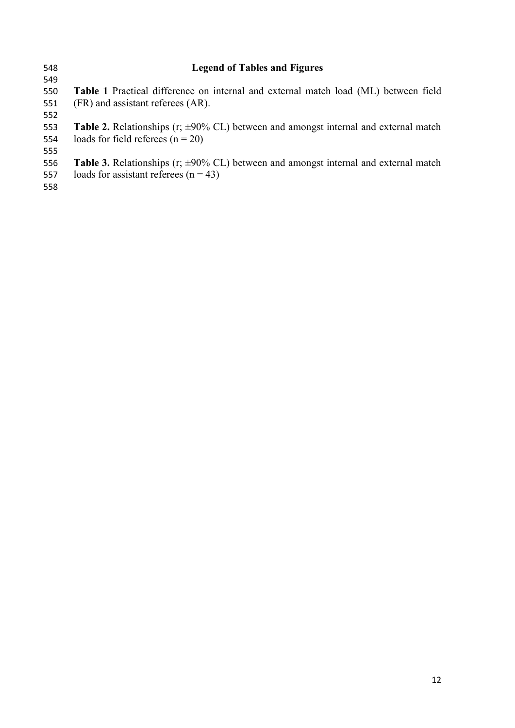## Legend of Tables and Figures

**Table 1** Practical difference on internal and external match load (ML) between field (FR) and assistant referees (AR).

**Table 2.** Relationships (r; ±90% CL) between and amongst internal and external match loads for field referees (n = 20)

**Table 3.** Relationships (r; ±90% CL) between and amongst internal and external match loads for assistant referees (n = 43)